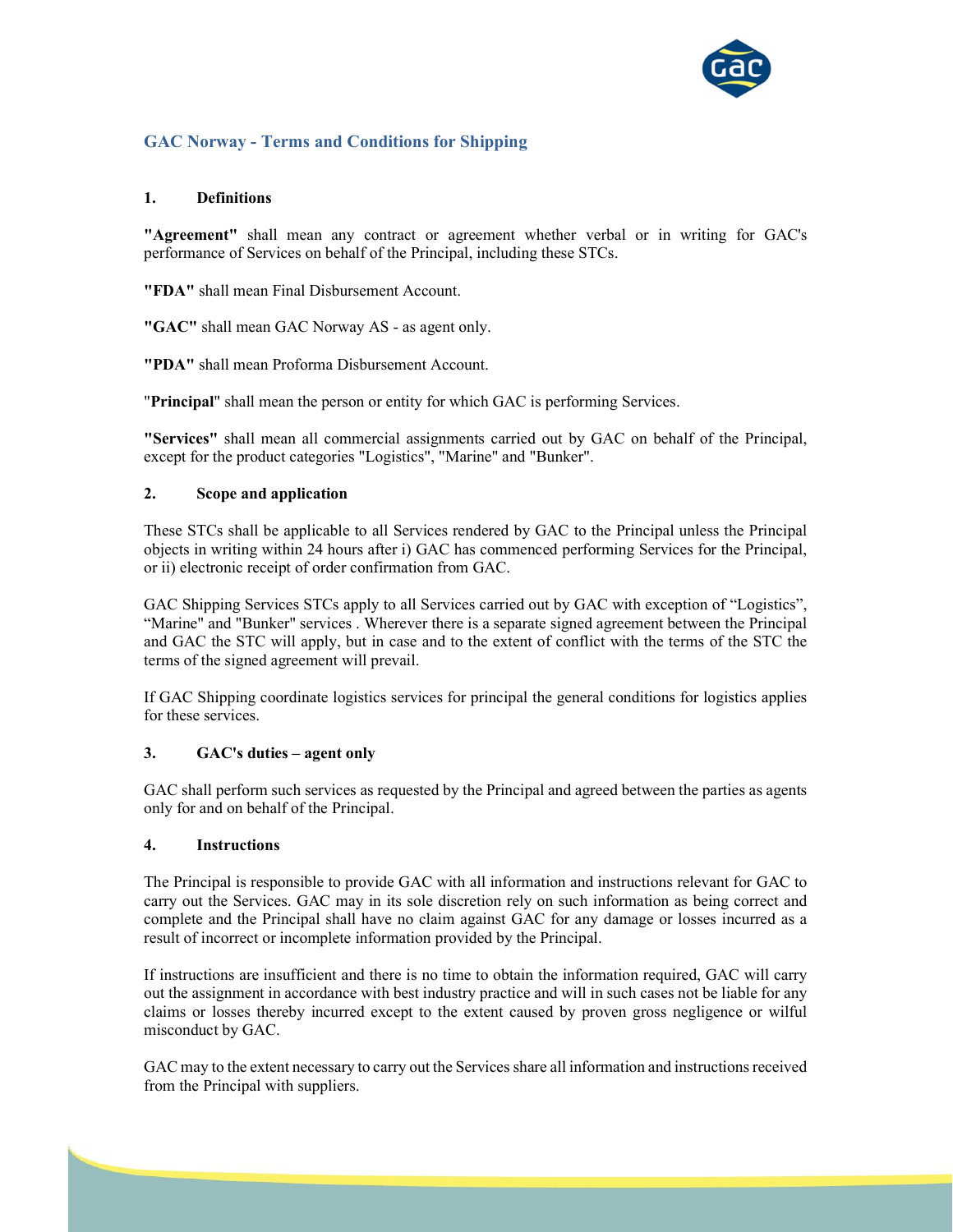# GAC Norway - Terms and Conditions for Shipping

## 1. Definitions

**"Agreement"** shall mean any contract or agreement whether verbal or in writing for GAC's performance of Services on behalf of the Principal, including these STCs.

**"FDA"** shall mean Final Disbursement Account.

**"GAC"** shall mean GAC Norway AS - as agent only.

**"PDA"** shall mean Proforma Disbursement Account.

"**Principal**" shall mean the person or entity for which GAC is performing Services.

**"Services"** shall mean all commercial assignments carried out by GAC on behalf of the Principal, except for the product categories "Logistics", "Marine" and "Bunker".

## 2. Scope and application

These STCs shall be applicable to all Services rendered by GAC to the Principal unless the Principal objects in writing within 24 hours after i) GAC has commenced performing Services for the Principal, or ii) electronic receipt of order confirmation from GAC.

GAC Shipping Services STCs apply to all Services carried out by GAC with exception of "Logistics", "Marine" and "Bunker" services . Wherever there is a separate signed agreement between the Principal and GAC the STC will apply, but in case and to the extent of conflict with the terms of the STC the terms of the signed agreement will prevail.

If GAC Shipping coordinate logistics services for principal the general conditions for logistics applies for these services.

## 3. GAC's duties – agent only

GAC shall perform such services as requested by the Principal and agreed between the parties as agents only for and on behalf of the Principal.

## 4. Instructions

The Principal is responsible to provide GAC with all information and instructions relevant for GAC to carry out the Services. GAC may in its sole discretion rely on such information as being correct and complete and the Principal shall have no claim against GAC for any damage or losses incurred as a result of incorrect or incomplete information provided by the Principal.

If instructions are insufficient and there is no time to obtain the information required, GAC will carry out the assignment in accordance with best industry practice and will in such cases not be liable for any claims or losses thereby incurred except to the extent caused by proven gross negligence or wilful misconduct by GAC.

GAC may to the extent necessary to carry out the Services share all information and instructions received from the Principal with suppliers.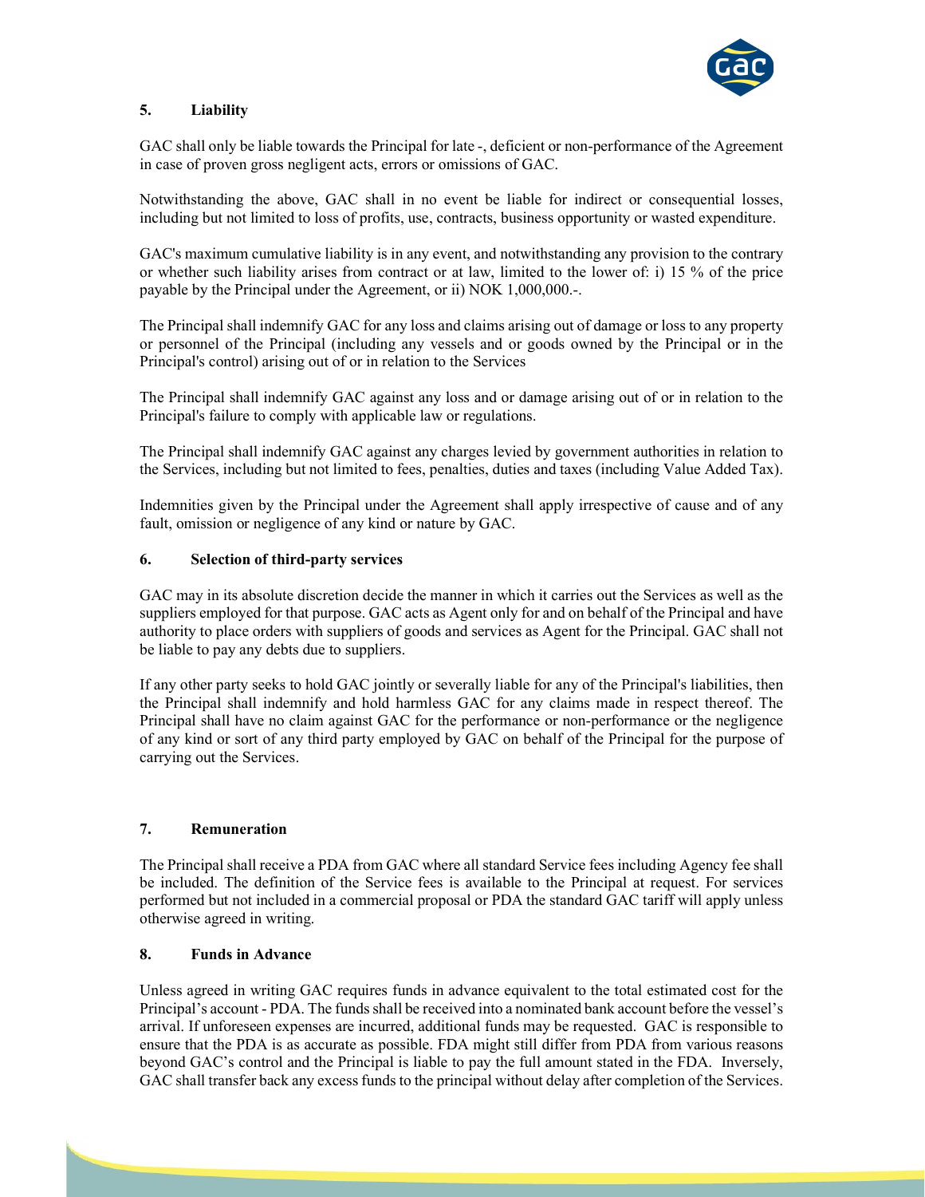## 5. Liability

GAC shall only be liable towards the Principal for late -, deficient or non-performance of the Agreement in case of proven gross negligent acts, errors or omissions of GAC.

Notwithstanding the above, GAC shall in no event be liable for indirect or consequential losses, including but not limited to loss of profits, use, contracts, business opportunity or wasted expenditure.

GAC's maximum cumulative liability is in any event, and notwithstanding any provision to the contrary or whether such liability arises from contract or at law, limited to the lower of: i) 15 % of the price payable by the Principal under the Agreement, or ii) NOK 1,000,000.-.

The Principal shall indemnify GAC for any loss and claims arising out of damage or loss to any property or personnel of the Principal (including any vessels and or goods owned by the Principal or in the Principal's control) arising out of or in relation to the Services

The Principal shall indemnify GAC against any loss and or damage arising out of or in relation to the Principal's failure to comply with applicable law or regulations.

The Principal shall indemnify GAC against any charges levied by government authorities in relation to the Services, including but not limited to fees, penalties, duties and taxes (including Value Added Tax).

Indemnities given by the Principal under the Agreement shall apply irrespective of cause and of any fault, omission or negligence of any kind or nature by GAC.

## 6. Selection of third-party services

GAC may in its absolute discretion decide the manner in which it carries out the Services as well as the suppliers employed for that purpose. GAC acts as Agent only for and on behalf of the Principal and have authority to place orders with suppliers of goods and services as Agent for the Principal. GAC shall not be liable to pay any debts due to suppliers.

If any other party seeks to hold GAC jointly or severally liable for any of the Principal's liabilities, then the Principal shall indemnify and hold harmless GAC for any claims made in respect thereof. The Principal shall have no claim against GAC for the performance or non-performance or the negligence of any kind or sort of any third party employed by GAC on behalf of the Principal for the purpose of carrying out the Services.

## 7. Remuneration

The Principal shall receive a PDA from GAC where all standard Service fees including Agency fee shall be included. The definition of the Service fees is available to the Principal at request. For services performed but not included in a commercial proposal or PDA the standard GAC tariff will apply unless otherwise agreed in writing.

## 8. Funds in Advance

Unless agreed in writing GAC requires funds in advance equivalent to the total estimated cost for the Principal's account - PDA. The funds shall be received into a nominated bank account before the vessel's arrival. If unforeseen expenses are incurred, additional funds may be requested. GAC is responsible to ensure that the PDA is as accurate as possible. FDA might still differ from PDA from various reasons beyond GAC's control and the Principal is liable to pay the full amount stated in the FDA. Inversely, GAC shall transfer back any excess funds to the principal without delay after completion of the Services.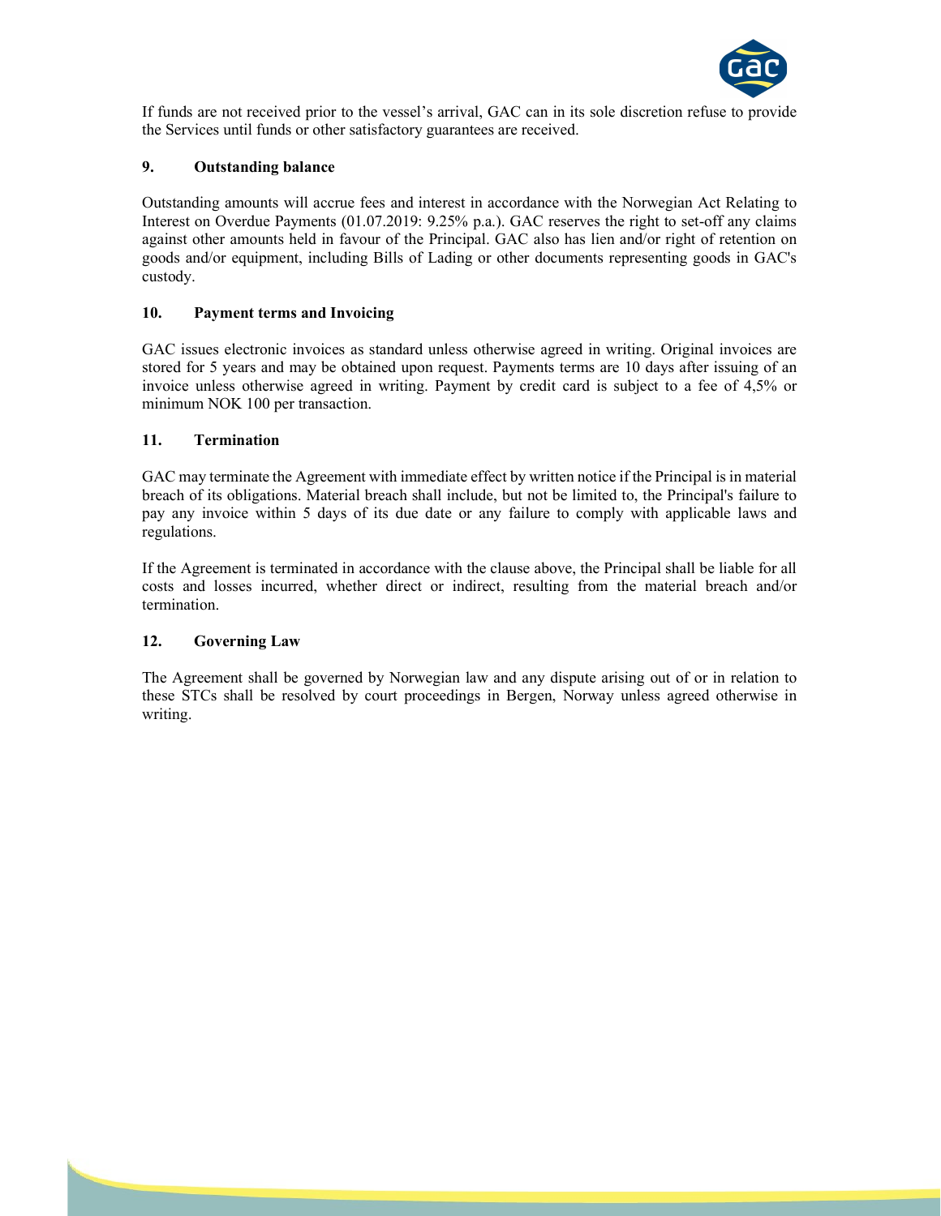If funds are not received prior to the vessel's arrival, GAC can in its sole discretion refuse to provide the Services until funds or other satisfactory guarantees are received.

### 9. Outstanding balance

Outstanding amounts will accrue fees and interest in accordance with the Norwegian Act Relating to Interest on Overdue Payments (01.07.2019: 9.25% p.a.). GAC reserves the right to set-off any claims against other amounts held in favour of the Principal. GAC also has lien and/or right of retention on goods and/or equipment, including Bills of Lading or other documents representing goods in GAC's custody.

### 10. Payment terms and Invoicing

GAC issues electronic invoices as standard unless otherwise agreed in writing. Original invoices are stored for 5 years and may be obtained upon request. Payments terms are 10 days after issuing of an invoice unless otherwise agreed in writing. Payment by credit card is subject to a fee of 4,5% or minimum NOK 100 per transaction.

### 11. Termination

GAC may terminate the Agreement with immediate effect by written notice if the Principal is in material breach of its obligations. Material breach shall include, but not be limited to, the Principal's failure to pay any invoice within 5 days of its due date or any failure to comply with applicable laws and regulations.

If the Agreement is terminated in accordance with the clause above, the Principal shall be liable for all costs and losses incurred, whether direct or indirect, resulting from the material breach and/or termination.

### 12. Governing Law

The Agreement shall be governed by Norwegian law and any dispute arising out of or in relation to these STCs shall be resolved by court proceedings in Bergen, Norway unless agreed otherwise in writing.